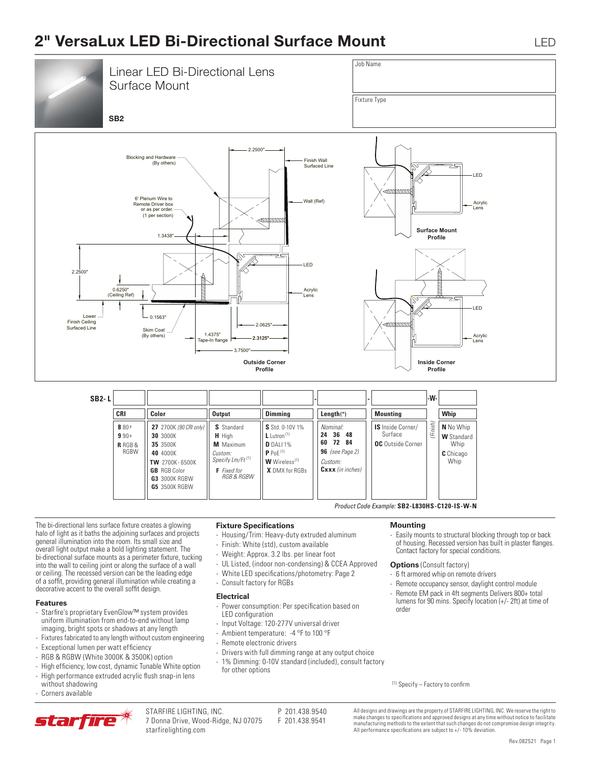# 2" VersaLux LED Bi-Directional Surface Mount

LED

## Linear LED Bi-Directional Lens Surface Mount

**SB2**

Job Name

Fixture Type

Blocking and Hardware (By others)

2.2500"

Finish Wall Surfaced Line

6' Plenum Wire to Remote Driver box or as per order. (1 per section)

Wall (Ref)

1.3438"

LED

2.2500"

0.6250" (Ceiling Ref)

Acrylic Lens

Lower Finish Ceiling Surfaced Line

0.1563"

Skim Coat (By others)

2.0625"

1.4375" Tape-In flange

2.3125"

3.7500"

**Outside Corner Profile**

LED

Acrylic Lens

**Surface Mount Profile**

LED

Acrylic Lens

**Inside Corner Profile**

**SB2- L** [ ] [ ] [ ] [ ] - [ ] - [ ] -W- [ ]

| CRI | Color | Output | Dimming | Length(") | Mounting | | Whip |
|---|---|---|---|---|---|---|---|
| **8** 80+<br>**9** 90+<br>**R** RGB & RGBW | **27** 2700K *(90 CRI only)*<br>**30** 3000K<br>**35** 3500K<br>**40** 4000K<br>**TW** 2700K - 6500K<br>**GB** RGB Color<br>**G3** 3000K RGBW<br>**G5** 3500K RGBW | **S** Standard<br>**H** High<br>**M** Maximum<br>*Custom: Specify Lm/Ft* [1]<br>**F** *Fixed for RGB & RGBW* | **S** Std. 0-10V 1%<br>**L** Lutron [1]<br>**D** DALI 1%<br>**P** PoE [1]<br>**W** Wireless [1]<br>**X** DMX for RGBs | *Nominal:*<br>**24 36 48**<br>**60 72 84**<br>**96** *(see Page 2)*<br>*Custom:*<br>**Cxxx** *(in inches)* | **IS** Inside Corner/ Surface<br>**OC** Outside Corner | *(Finish)* | **N** No Whip<br>**W** Standard Whip<br>**C** Chicago Whip |

*Product Code Example:* **SB2-L830HS-C120-IS-W-N**

The bi-directional lens surface fixture creates a glowing halo of light as it baths the adjoining surfaces and projects general illumination into the room. Its small size and overall light output make a bold lighting statement. The bi-directional surface mounts as a perimeter fixture, tucking into the wall to ceiling joint or along the surface of a wall or ceiling. The recessed version can be the leading edge of a soffit, providing general illumination while creating a decorative accent to the overall soffit design.

### Features

- Starfire's proprietary EvenGlow™ system provides uniform illumination from end-to-end without lamp imaging, bright spots or shadows at any length
- Fixtures fabricated to any length without custom engineering
- Exceptional lumen per watt efficiency
- RGB & RGBW (White 3000K & 3500K) option
- High efficiency, low cost, dynamic Tunable White option
- High performance extruded acrylic flush snap-in lens without shadowing
- Corners available

### Fixture Specifications

- Housing/Trim: Heavy-duty extruded aluminum
- Finish: White (std), custom available
- Weight: Approx. 3.2 lbs. per linear foot
- UL Listed, (indoor non-condensing) & CCEA Approved
- White LED specifications/photometry: Page 2
- Consult factory for RGBs

### Electrical

- Power consumption: Per specification based on LED configuration
- Input Voltage: 120-277V universal driver
- Ambient temperature: -4 °F to 100 °F
- Remote electronic drivers
- Drivers with full dimming range at any output choice
- 1% Dimming: 0-10V standard (included), consult factory for other options

### Mounting

- Easily mounts to structural blocking through top or back of housing. Recessed version has built in plaster flanges. Contact factory for special conditions.

### Options (Consult factory)

- 6 ft armored whip on remote drivers
- Remote occupancy sensor, daylight control module
- Remote EM pack in 4ft segments Delivers 800+ total lumens for 90 mins. Specify location (+/- 2ft) at time of order

[1] Specify – Factory to confirm

STARFIRE LIGHTING, INC.
7 Donna Drive, Wood-Ridge, NJ 07075
starfirelighting.com

P 201.438.9540
F 201.438.9541

All designs and drawings are the property of STARFIRE LIGHTING, INC. We reserve the right to make changes to specifications and approved designs at any time without notice to facilitate manufacturing methods to the extent that such changes do not compromise design integrity. All performance specifications are subject to +/- 10% deviation.

Rev.082521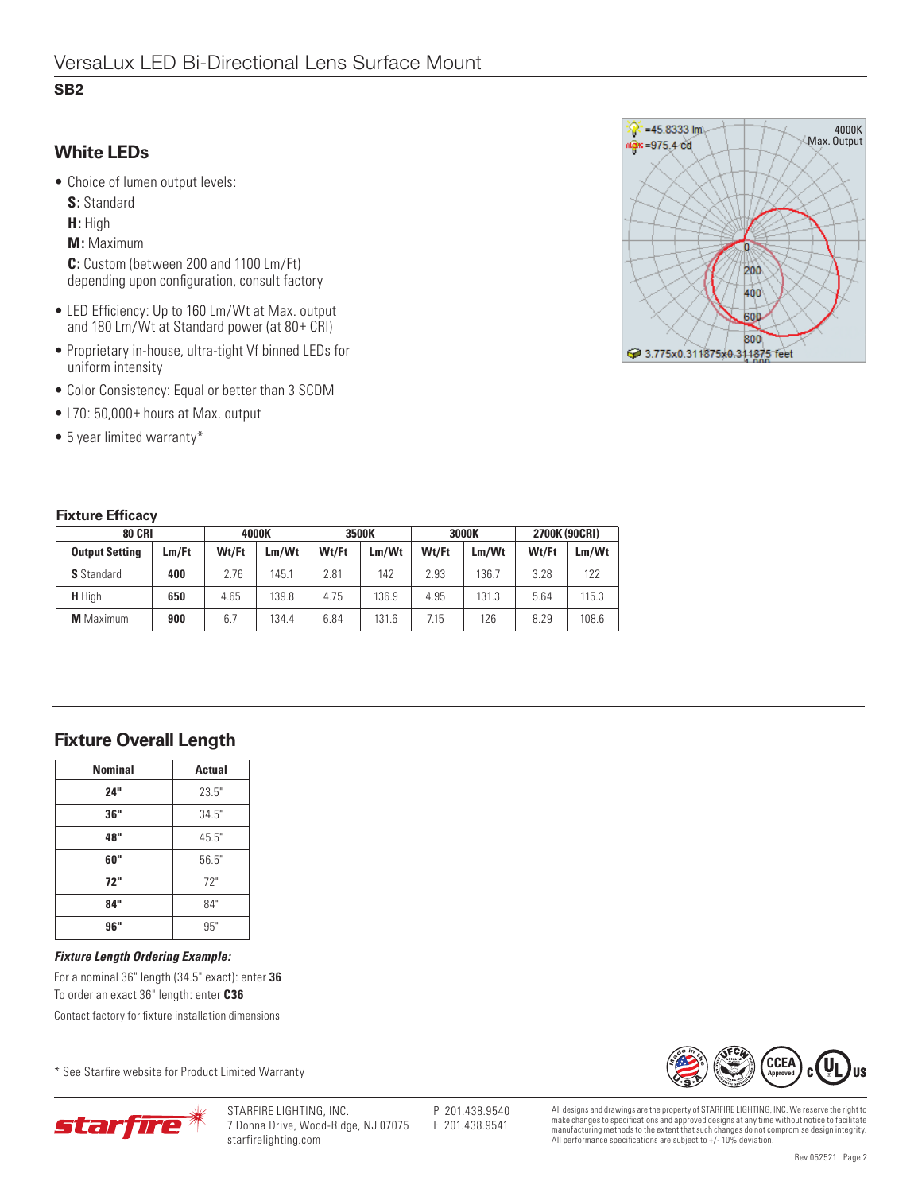# VersaLux LED Bi-Directional Lens Surface Mount

**SB2**

## White LEDs

- Choice of lumen output levels:
  **S:** Standard
  **H:** High
  **M:** Maximum
  **C:** Custom (between 200 and 1100 Lm/Ft) depending upon configuration, consult factory
- LED Efficiency: Up to 160 Lm/Wt at Max. output and 180 Lm/Wt at Standard power (at 80+ CRI)
- Proprietary in-house, ultra-tight Vf binned LEDs for uniform intensity
- Color Consistency: Equal or better than 3 SCDM
- L70: 50,000+ hours at Max. output
- 5 year limited warranty*

=45.8333 lm
max =975.4 cd
4000K
Max. Output
0
200
400
600
800
1,000
3.775x0.311875x0.311875 feet

### Fixture Efficacy

| 80 CRI | | 4000K | | 3500K | | 3000K | | 2700K (90CRI) | |
|---|---|---|---|---|---|---|---|---|---|
| **Output Setting** | **Lm/Ft** | **Wt/Ft** | **Lm/Wt** | **Wt/Ft** | **Lm/Wt** | **Wt/Ft** | **Lm/Wt** | **Wt/Ft** | **Lm/Wt** |
| **S** Standard | **400** | 2.76 | 145.1 | 2.81 | 142 | 2.93 | 136.7 | 3.28 | 122 |
| **H** High | **650** | 4.65 | 139.8 | 4.75 | 136.9 | 4.95 | 131.3 | 5.64 | 115.3 |
| **M** Maximum | **900** | 6.7 | 134.4 | 6.84 | 131.6 | 7.15 | 126 | 8.29 | 108.6 |

## Fixture Overall Length

| Nominal | Actual |
|---|---|
| **24"** | 23.5" |
| **36"** | 34.5" |
| **48"** | 45.5" |
| **60"** | 56.5" |
| **72"** | 72" |
| **84"** | 84" |
| **96"** | 95" |

***Fixture Length Ordering Example:***

For a nominal 36" length (34.5" exact): enter **36**

To order an exact 36" length: enter **C36**

Contact factory for fixture installation dimensions

\* See Starfire website for Product Limited Warranty

STARFIRE LIGHTING, INC.
7 Donna Drive, Wood-Ridge, NJ 07075
starfirelighting.com

P 201.438.9540
F 201.438.9541

All designs and drawings are the property of STARFIRE LIGHTING, INC. We reserve the right to make changes to specifications and approved designs at any time without notice to facilitate manufacturing methods to the extent that such changes do not compromise design integrity. All performance specifications are subject to +/- 10% deviation.

Rev.052521